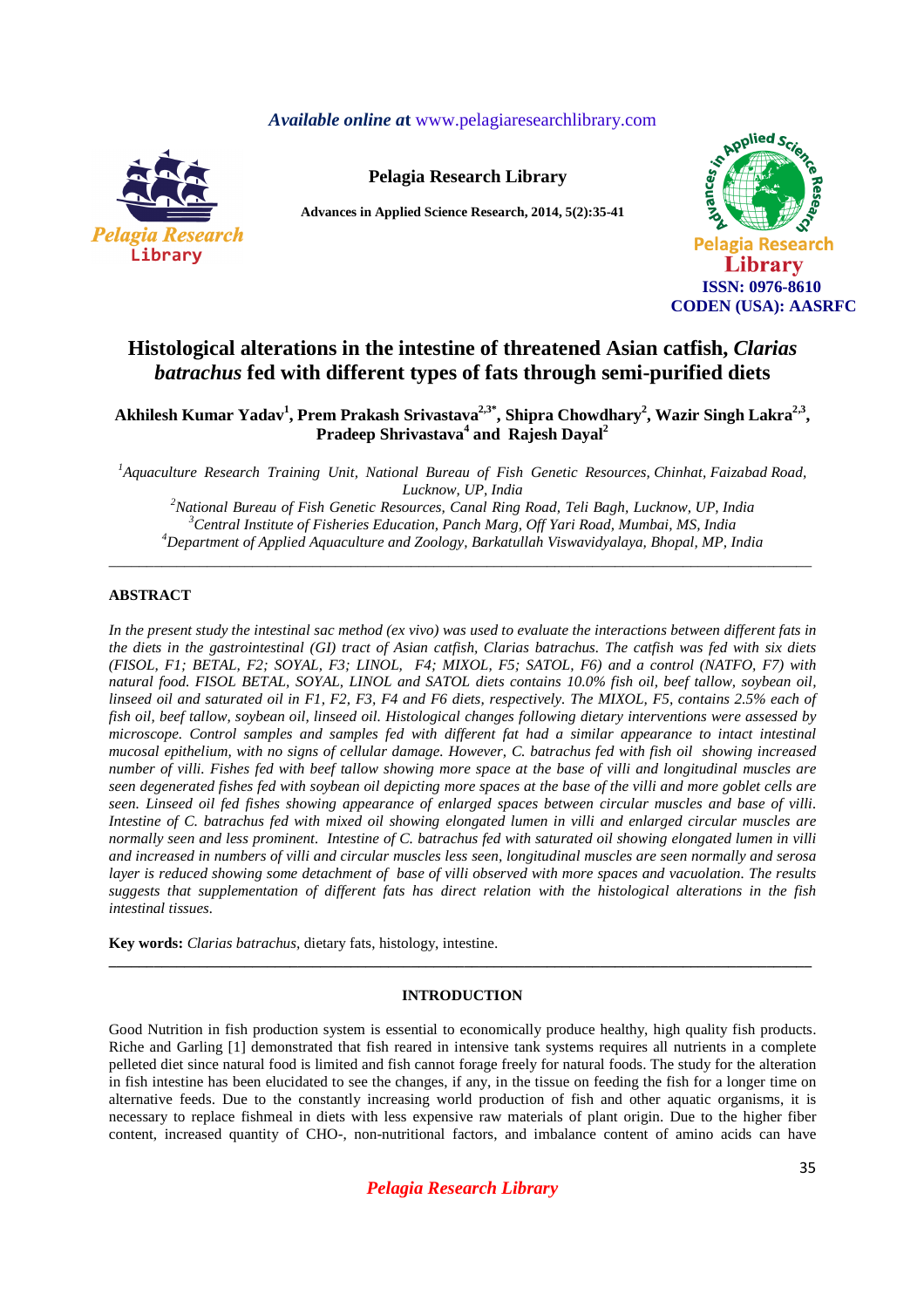# Histological alterations in the intestine of threatened Asian catfish, *Clarias batrachus* fed with different types of fats through semi-purified diets

**Akhilesh Kumar Yadav[1], Prem Prakash Srivastava[2,3*], Shipra Chowdhary[2], Wazir Singh Lakra[2,3], Pradeep Shrivastava[4] and Rajesh Dayal[2]**

*[1]Aquaculture Research Training Unit, National Bureau of Fish Genetic Resources, Chinhat, Faizabad Road, Lucknow, UP, India*
*[2]National Bureau of Fish Genetic Resources, Canal Ring Road, Teli Bagh, Lucknow, UP, India*
*[3]Central Institute of Fisheries Education, Panch Marg, Off Yari Road, Mumbai, MS, India*
*[4]Department of Applied Aquaculture and Zoology, Barkatullah Viswavidyalaya, Bhopal, MP, India*

---

## ABSTRACT

*In the present study the intestinal sac method (ex vivo) was used to evaluate the interactions between different fats in the diets in the gastrointestinal (GI) tract of Asian catfish, Clarias batrachus. The catfish was fed with six diets (FISOL, F1; BETAL, F2; SOYAL, F3; LINOL, F4; MIXOL, F5; SATOL, F6) and a control (NATFO, F7) with natural food. FISOL BETAL, SOYAL, LINOL and SATOL diets contains 10.0% fish oil, beef tallow, soybean oil, linseed oil and saturated oil in F1, F2, F3, F4 and F6 diets, respectively. The MIXOL, F5, contains 2.5% each of fish oil, beef tallow, soybean oil, linseed oil. Histological changes following dietary interventions were assessed by microscope. Control samples and samples fed with different fat had a similar appearance to intact intestinal mucosal epithelium, with no signs of cellular damage. However, C. batrachus fed with fish oil showing increased number of villi. Fishes fed with beef tallow showing more space at the base of villi and longitudinal muscles are seen degenerated fishes fed with soybean oil depicting more spaces at the base of the villi and more goblet cells are seen. Linseed oil fed fishes showing appearance of enlarged spaces between circular muscles and base of villi. Intestine of C. batrachus fed with mixed oil showing elongated lumen in villi and enlarged circular muscles are normally seen and less prominent. Intestine of C. batrachus fed with saturated oil showing elongated lumen in villi and increased in numbers of villi and circular muscles less seen, longitudinal muscles are seen normally and serosa layer is reduced showing some detachment of base of villi observed with more spaces and vacuolation. The results suggests that supplementation of different fats has direct relation with the histological alterations in the fish intestinal tissues.*

**Key words:** *Clarias batrachus,* dietary fats, histology, intestine.

---

## INTRODUCTION

Good Nutrition in fish production system is essential to economically produce healthy, high quality fish products. Riche and Garling [1] demonstrated that fish reared in intensive tank systems requires all nutrients in a complete pelleted diet since natural food is limited and fish cannot forage freely for natural foods. The study for the alteration in fish intestine has been elucidated to see the changes, if any, in the tissue on feeding the fish for a longer time on alternative feeds. Due to the constantly increasing world production of fish and other aquatic organisms, it is necessary to replace fishmeal in diets with less expensive raw materials of plant origin. Due to the higher fiber content, increased quantity of CHO-, non-nutritional factors, and imbalance content of amino acids can have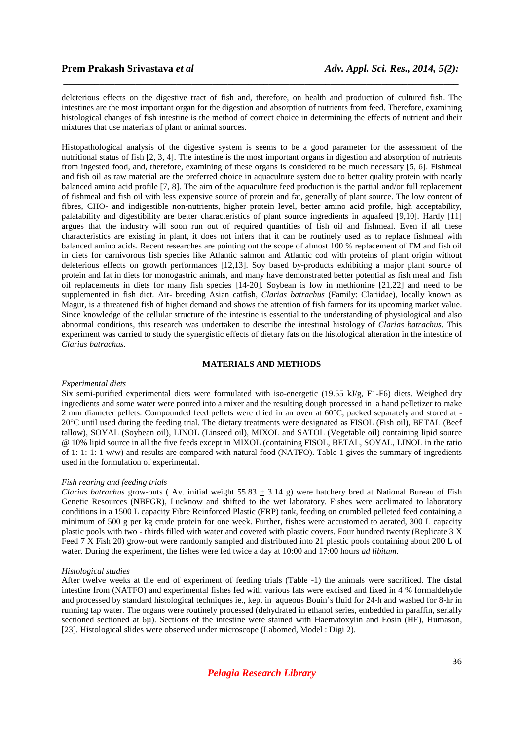deleterious effects on the digestive tract of fish and, therefore, on health and production of cultured fish. The intestines are the most important organ for the digestion and absorption of nutrients from feed. Therefore, examining histological changes of fish intestine is the method of correct choice in determining the effects of nutrient and their mixtures that use materials of plant or animal sources.

Histopathological analysis of the digestive system is seems to be a good parameter for the assessment of the nutritional status of fish [2, 3, 4]. The intestine is the most important organs in digestion and absorption of nutrients from ingested food, and, therefore, examining of these organs is considered to be much necessary [5, 6]. Fishmeal and fish oil as raw material are the preferred choice in aquaculture system due to better quality protein with nearly balanced amino acid profile [7, 8]. The aim of the aquaculture feed production is the partial and/or full replacement of fishmeal and fish oil with less expensive source of protein and fat, generally of plant source. The low content of fibres, CHO- and indigestible non-nutrients, higher protein level, better amino acid profile, high acceptability, palatability and digestibility are better characteristics of plant source ingredients in aquafeed [9,10]. Hardy [11] argues that the industry will soon run out of required quantities of fish oil and fishmeal. Even if all these characteristics are existing in plant, it does not infers that it can be routinely used as to replace fishmeal with balanced amino acids. Recent researches are pointing out the scope of almost 100 % replacement of FM and fish oil in diets for carnivorous fish species like Atlantic salmon and Atlantic cod with proteins of plant origin without deleterious effects on growth performances [12,13]. Soy based by-products exhibiting a major plant source of protein and fat in diets for monogastric animals, and many have demonstrated better potential as fish meal and fish oil replacements in diets for many fish species [14-20]. Soybean is low in methionine [21,22] and need to be supplemented in fish diet. Air- breeding Asian catfish, *Clarias batrachus* (Family: Clariidae), locally known as Magur, is a threatened fish of higher demand and shows the attention of fish farmers for its upcoming market value. Since knowledge of the cellular structure of the intestine is essential to the understanding of physiological and also abnormal conditions, this research was undertaken to describe the intestinal histology of *Clarias batrachus.* This experiment was carried to study the synergistic effects of dietary fats on the histological alteration in the intestine of *Clarias batrachus*.

## MATERIALS AND METHODS

*Experimental diets*

Six semi-purified experimental diets were formulated with iso-energetic (19.55 kJ/g, F1-F6) diets. Weighed dry ingredients and some water were poured into a mixer and the resulting dough processed in a hand pelletizer to make 2 mm diameter pellets. Compounded feed pellets were dried in an oven at 60°C, packed separately and stored at -20°C until used during the feeding trial. The dietary treatments were designated as FISOL (Fish oil), BETAL (Beef tallow), SOYAL (Soybean oil), LINOL (Linseed oil), MIXOL and SATOL (Vegetable oil) containing lipid source @ 10% lipid source in all the five feeds except in MIXOL (containing FISOL, BETAL, SOYAL, LINOL in the ratio of 1: 1: 1: 1 w/w) and results are compared with natural food (NATFO). Table 1 gives the summary of ingredients used in the formulation of experimental.

*Fish rearing and feeding trials*

*Clarias batrachus* grow-outs ( Av. initial weight 55.83 ± 3.14 g) were hatchery bred at National Bureau of Fish Genetic Resources (NBFGR), Lucknow and shifted to the wet laboratory. Fishes were acclimated to laboratory conditions in a 1500 L capacity Fibre Reinforced Plastic (FRP) tank, feeding on crumbled pelleted feed containing a minimum of 500 g per kg crude protein for one week. Further, fishes were accustomed to aerated, 300 L capacity plastic pools with two - thirds filled with water and covered with plastic covers. Four hundred twenty (Replicate 3 X Feed 7 X Fish 20) grow-out were randomly sampled and distributed into 21 plastic pools containing about 200 L of water. During the experiment, the fishes were fed twice a day at 10:00 and 17:00 hours *ad libitum*.

*Histological studies*

After twelve weeks at the end of experiment of feeding trials (Table -1) the animals were sacrificed. The distal intestine from (NATFO) and experimental fishes fed with various fats were excised and fixed in 4 % formaldehyde and processed by standard histological techniques ie., kept in aqueous Bouin's fluid for 24-h and washed for 8-hr in running tap water. The organs were routinely processed (dehydrated in ethanol series, embedded in paraffin, serially sectioned sectioned at 6µ). Sections of the intestine were stained with Haematoxylin and Eosin (HE), Humason, [23]. Histological slides were observed under microscope (Labomed, Model : Digi 2).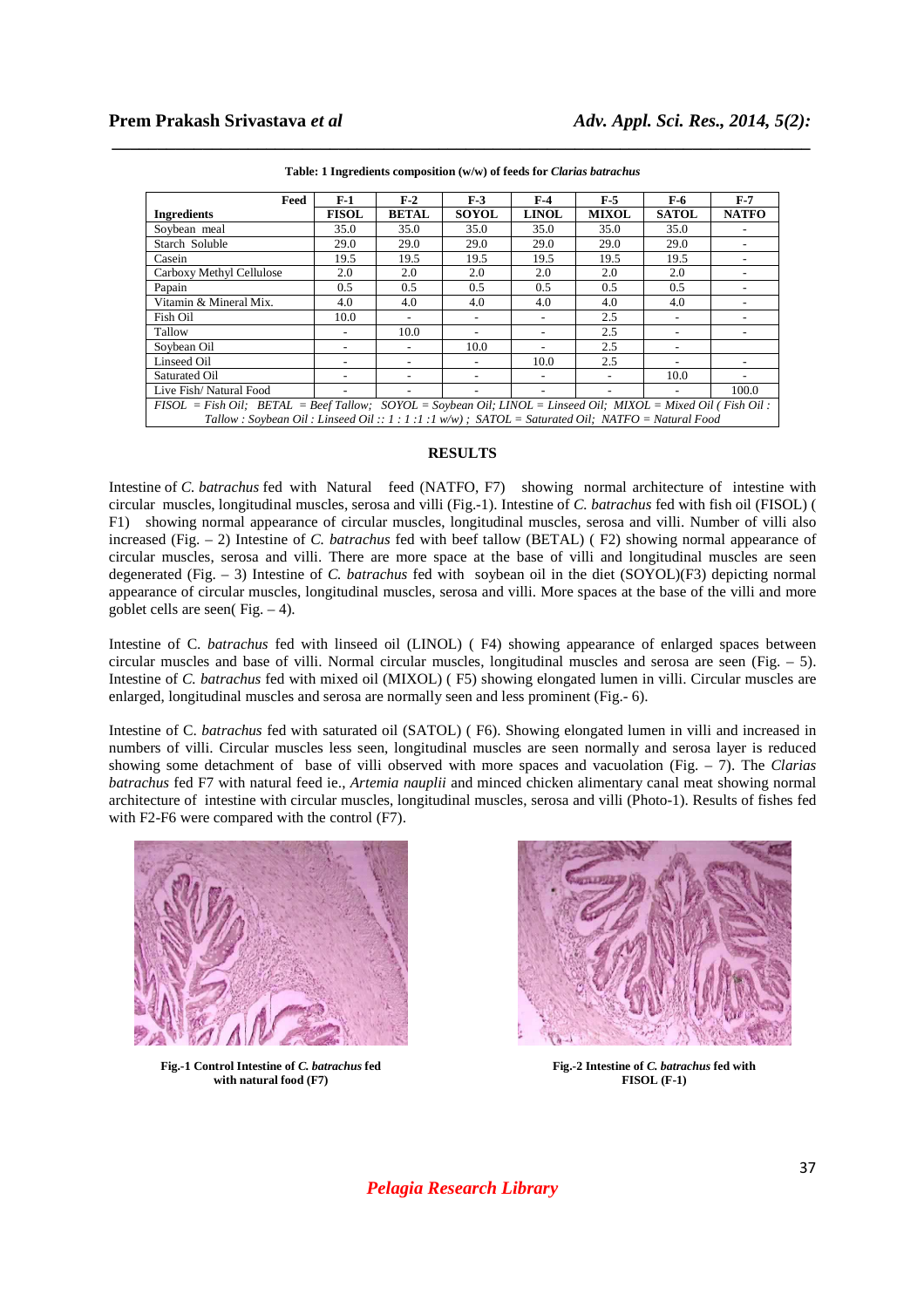**Table: 1 Ingredients composition (w/w) of feeds for *Clarias batrachus***

| Feed / Ingredients | F-1 FISOL | F-2 BETAL | F-3 SOYOL | F-4 LINOL | F-5 MIXOL | F-6 SATOL | F-7 NATFO |
|---|---|---|---|---|---|---|---|
| Soybean meal | 35.0 | 35.0 | 35.0 | 35.0 | 35.0 | 35.0 | - |
| Starch Soluble | 29.0 | 29.0 | 29.0 | 29.0 | 29.0 | 29.0 | - |
| Casein | 19.5 | 19.5 | 19.5 | 19.5 | 19.5 | 19.5 | - |
| Carboxy Methyl Cellulose | 2.0 | 2.0 | 2.0 | 2.0 | 2.0 | 2.0 | - |
| Papain | 0.5 | 0.5 | 0.5 | 0.5 | 0.5 | 0.5 | - |
| Vitamin & Mineral Mix. | 4.0 | 4.0 | 4.0 | 4.0 | 4.0 | 4.0 | - |
| Fish Oil | 10.0 | - | - | - | 2.5 | - | - |
| Tallow | - | 10.0 | - | - | 2.5 | - | - |
| Soybean Oil | - | - | 10.0 | - | 2.5 | - | |
| Linseed Oil | - | - | - | 10.0 | 2.5 | - | - |
| Saturated Oil | - | - | - | - | - | 10.0 | - |
| Live Fish/ Natural Food | - | - | - | - | - | - | 100.0 |

*FISOL = Fish Oil; BETAL = Beef Tallow; SOYOL = Soybean Oil; LINOL = Linseed Oil; MIXOL = Mixed Oil ( Fish Oil : Tallow : Soybean Oil : Linseed Oil :: 1 : 1 :1 :1 w/w) ; SATOL = Saturated Oil; NATFO = Natural Food*

## RESULTS

Intestine of *C. batrachus* fed with Natural feed (NATFO, F7) showing normal architecture of intestine with circular muscles, longitudinal muscles, serosa and villi (Fig.-1). Intestine of *C. batrachus* fed with fish oil (FISOL) ( F1) showing normal appearance of circular muscles, longitudinal muscles, serosa and villi. Number of villi also increased (Fig. – 2) Intestine of *C. batrachus* fed with beef tallow (BETAL) ( F2) showing normal appearance of circular muscles, serosa and villi. There are more space at the base of villi and longitudinal muscles are seen degenerated (Fig. – 3) Intestine of *C. batrachus* fed with soybean oil in the diet (SOYOL)(F3) depicting normal appearance of circular muscles, longitudinal muscles, serosa and villi. More spaces at the base of the villi and more goblet cells are seen( Fig. – 4).

Intestine of C. *batrachus* fed with linseed oil (LINOL) ( F4) showing appearance of enlarged spaces between circular muscles and base of villi. Normal circular muscles, longitudinal muscles and serosa are seen (Fig. – 5). Intestine of *C. batrachus* fed with mixed oil (MIXOL) ( F5) showing elongated lumen in villi. Circular muscles are enlarged, longitudinal muscles and serosa are normally seen and less prominent (Fig.- 6).

Intestine of C. *batrachus* fed with saturated oil (SATOL) ( F6). Showing elongated lumen in villi and increased in numbers of villi. Circular muscles less seen, longitudinal muscles are seen normally and serosa layer is reduced showing some detachment of base of villi observed with more spaces and vacuolation (Fig. – 7). The *Clarias batrachus* fed F7 with natural feed ie., *Artemia nauplii* and minced chicken alimentary canal meat showing normal architecture of intestine with circular muscles, longitudinal muscles, serosa and villi (Photo-1). Results of fishes fed with F2-F6 were compared with the control (F7).

**Fig.-1 Control Intestine of *C. batrachus* fed with natural food (F7)**

**Fig.-2 Intestine of *C. batrachus* fed with FISOL (F-1)**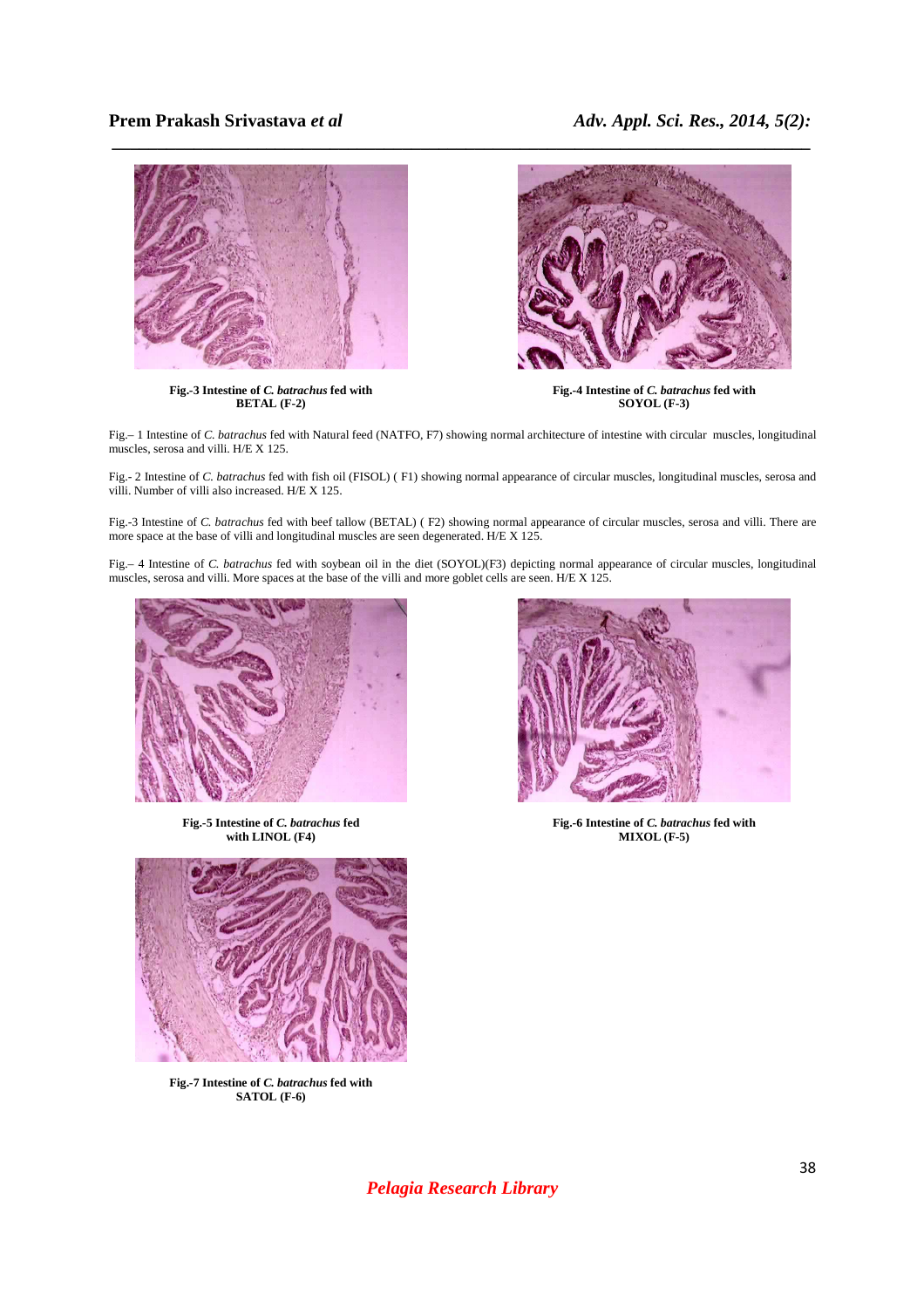**Fig.-3 Intestine of *C. batrachus* fed with BETAL (F-2)**

**Fig.-4 Intestine of *C. batrachus* fed with SOYOL (F-3)**

Fig.– 1 Intestine of *C. batrachus* fed with Natural feed (NATFO, F7) showing normal architecture of intestine with circular muscles, longitudinal muscles, serosa and villi. H/E X 125.

Fig.- 2 Intestine of *C. batrachus* fed with fish oil (FISOL) ( F1) showing normal appearance of circular muscles, longitudinal muscles, serosa and villi. Number of villi also increased. H/E X 125.

Fig.-3 Intestine of *C. batrachus* fed with beef tallow (BETAL) ( F2) showing normal appearance of circular muscles, serosa and villi. There are more space at the base of villi and longitudinal muscles are seen degenerated. H/E X 125.

Fig.– 4 Intestine of *C. batrachus* fed with soybean oil in the diet (SOYOL)(F3) depicting normal appearance of circular muscles, longitudinal muscles, serosa and villi. More spaces at the base of the villi and more goblet cells are seen. H/E X 125.

**Fig.-5 Intestine of *C. batrachus* fed with LINOL (F4)**

**Fig.-6 Intestine of *C. batrachus* fed with MIXOL (F-5)**

**Fig.-7 Intestine of *C. batrachus* fed with SATOL (F-6)**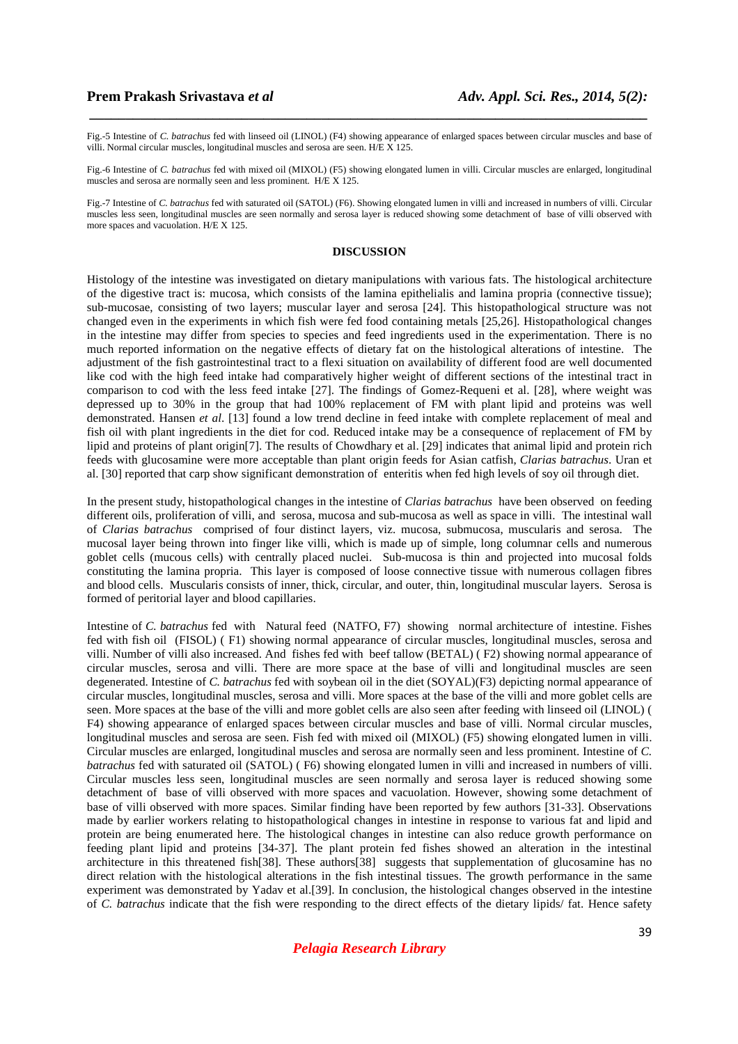Fig.-5 Intestine of *C. batrachus* fed with linseed oil (LINOL) (F4) showing appearance of enlarged spaces between circular muscles and base of villi. Normal circular muscles, longitudinal muscles and serosa are seen. H/E X 125.

Fig.-6 Intestine of *C. batrachus* fed with mixed oil (MIXOL) (F5) showing elongated lumen in villi. Circular muscles are enlarged, longitudinal muscles and serosa are normally seen and less prominent. H/E X 125.

Fig.-7 Intestine of *C. batrachus* fed with saturated oil (SATOL) (F6). Showing elongated lumen in villi and increased in numbers of villi. Circular muscles less seen, longitudinal muscles are seen normally and serosa layer is reduced showing some detachment of base of villi observed with more spaces and vacuolation. H/E X 125.

## DISCUSSION

Histology of the intestine was investigated on dietary manipulations with various fats. The histological architecture of the digestive tract is: mucosa, which consists of the lamina epithelialis and lamina propria (connective tissue); sub-mucosae, consisting of two layers; muscular layer and serosa [24]. This histopathological structure was not changed even in the experiments in which fish were fed food containing metals [25,26]. Histopathological changes in the intestine may differ from species to species and feed ingredients used in the experimentation. There is no much reported information on the negative effects of dietary fat on the histological alterations of intestine. The adjustment of the fish gastrointestinal tract to a flexi situation on availability of different food are well documented like cod with the high feed intake had comparatively higher weight of different sections of the intestinal tract in comparison to cod with the less feed intake [27]. The findings of Gomez-Requeni et al. [28], where weight was depressed up to 30% in the group that had 100% replacement of FM with plant lipid and proteins was well demonstrated. Hansen *et al*. [13] found a low trend decline in feed intake with complete replacement of meal and fish oil with plant ingredients in the diet for cod. Reduced intake may be a consequence of replacement of FM by lipid and proteins of plant origin[7]. The results of Chowdhary et al. [29] indicates that animal lipid and protein rich feeds with glucosamine were more acceptable than plant origin feeds for Asian catfish, *Clarias batrachus*. Uran et al. [30] reported that carp show significant demonstration of enteritis when fed high levels of soy oil through diet.

In the present study, histopathological changes in the intestine of *Clarias batrachus* have been observed on feeding different oils, proliferation of villi, and serosa, mucosa and sub-mucosa as well as space in villi. The intestinal wall of *Clarias batrachus* comprised of four distinct layers, viz. mucosa, submucosa, muscularis and serosa. The mucosal layer being thrown into finger like villi, which is made up of simple, long columnar cells and numerous goblet cells (mucous cells) with centrally placed nuclei. Sub-mucosa is thin and projected into mucosal folds constituting the lamina propria. This layer is composed of loose connective tissue with numerous collagen fibres and blood cells. Muscularis consists of inner, thick, circular, and outer, thin, longitudinal muscular layers. Serosa is formed of peritorial layer and blood capillaries.

Intestine of *C. batrachus* fed with Natural feed (NATFO, F7) showing normal architecture of intestine. Fishes fed with fish oil (FISOL) ( F1) showing normal appearance of circular muscles, longitudinal muscles, serosa and villi. Number of villi also increased. And fishes fed with beef tallow (BETAL) ( F2) showing normal appearance of circular muscles, serosa and villi. There are more space at the base of villi and longitudinal muscles are seen degenerated. Intestine of *C. batrachus* fed with soybean oil in the diet (SOYAL)(F3) depicting normal appearance of circular muscles, longitudinal muscles, serosa and villi. More spaces at the base of the villi and more goblet cells are seen. More spaces at the base of the villi and more goblet cells are also seen after feeding with linseed oil (LINOL) ( F4) showing appearance of enlarged spaces between circular muscles and base of villi. Normal circular muscles, longitudinal muscles and serosa are seen. Fish fed with mixed oil (MIXOL) (F5) showing elongated lumen in villi. Circular muscles are enlarged, longitudinal muscles and serosa are normally seen and less prominent. Intestine of *C. batrachus* fed with saturated oil (SATOL) ( F6) showing elongated lumen in villi and increased in numbers of villi. Circular muscles less seen, longitudinal muscles are seen normally and serosa layer is reduced showing some detachment of base of villi observed with more spaces and vacuolation. However, showing some detachment of base of villi observed with more spaces. Similar finding have been reported by few authors [31-33]. Observations made by earlier workers relating to histopathological changes in intestine in response to various fat and lipid and protein are being enumerated here. The histological changes in intestine can also reduce growth performance on feeding plant lipid and proteins [34-37]. The plant protein fed fishes showed an alteration in the intestinal architecture in this threatened fish[38]. These authors[38] suggests that supplementation of glucosamine has no direct relation with the histological alterations in the fish intestinal tissues. The growth performance in the same experiment was demonstrated by Yadav et al.[39]. In conclusion, the histological changes observed in the intestine of *C. batrachus* indicate that the fish were responding to the direct effects of the dietary lipids/ fat. Hence safety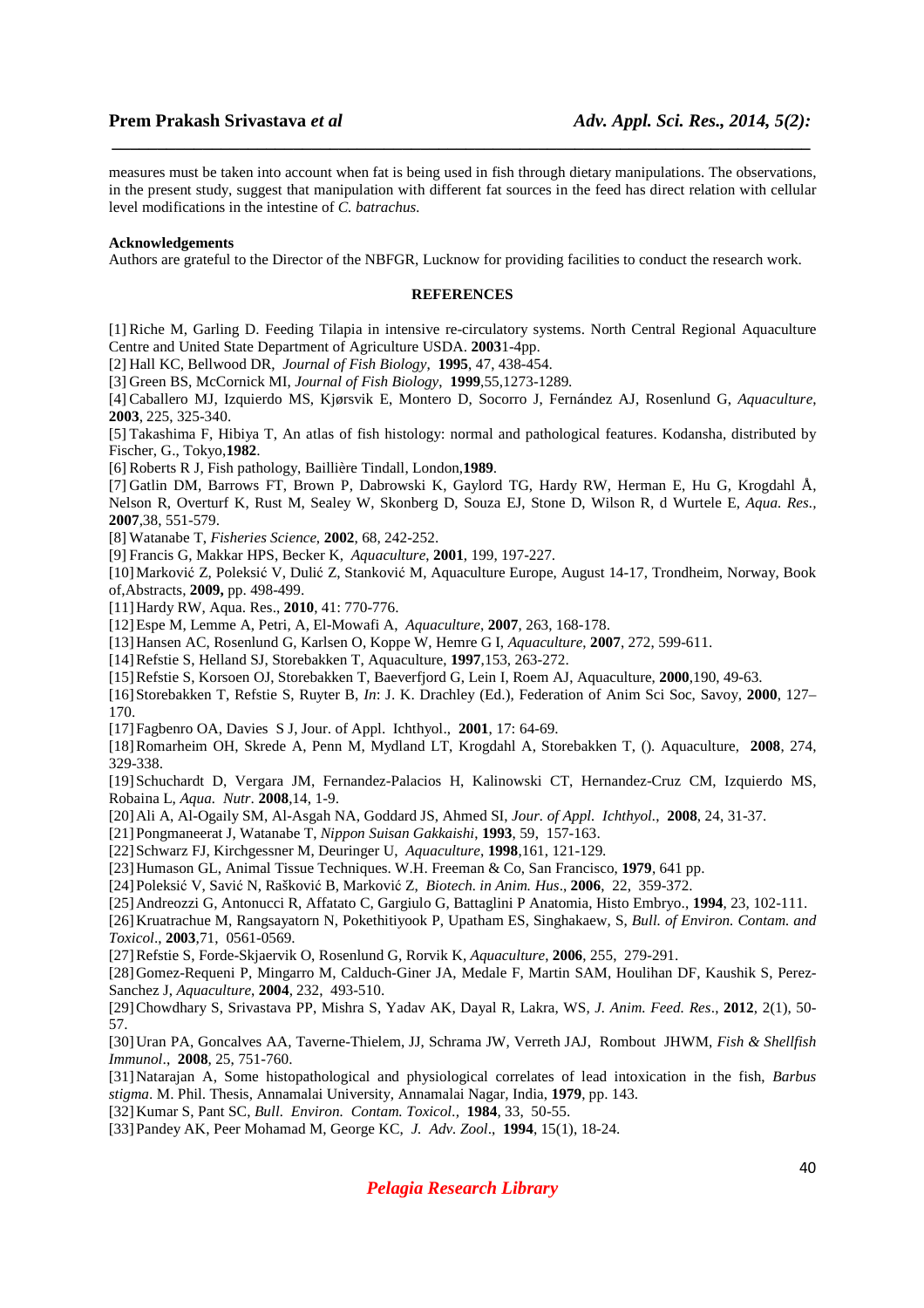measures must be taken into account when fat is being used in fish through dietary manipulations. The observations, in the present study, suggest that manipulation with different fat sources in the feed has direct relation with cellular level modifications in the intestine of *C. batrachus.*

**Acknowledgements**

Authors are grateful to the Director of the NBFGR, Lucknow for providing facilities to conduct the research work.

## REFERENCES

[1] Riche M, Garling D. Feeding Tilapia in intensive re-circulatory systems. North Central Regional Aquaculture Centre and United State Department of Agriculture USDA. **2003**1-4pp.

[2] Hall KC, Bellwood DR, *Journal of Fish Biology*, **1995**, 47, 438-454.

[3] Green BS, McCornick MI, *Journal of Fish Biology*, **1999**,55,1273-1289.

[4] Caballero MJ, Izquierdo MS, Kjørsvik E, Montero D, Socorro J, Fernández AJ, Rosenlund G, *Aquaculture*, **2003**, 225, 325-340.

[5] Takashima F, Hibiya T, An atlas of fish histology: normal and pathological features. Kodansha, distributed by Fischer, G., Tokyo,**1982**.

[6] Roberts R J, Fish pathology, Baillière Tindall, London,**1989**.

[7] Gatlin DM, Barrows FT, Brown P, Dabrowski K, Gaylord TG, Hardy RW, Herman E, Hu G, Krogdahl Å, Nelson R, Overturf K, Rust M, Sealey W, Skonberg D, Souza EJ, Stone D, Wilson R, d Wurtele E, *Aqua. Res.*, **2007**,38, 551-579.

[8] Watanabe T, *Fisheries Science*, **2002**, 68, 242-252.

[9] Francis G, Makkar HPS, Becker K, *Aquaculture*, **2001**, 199, 197-227.

[10] Marković Z, Poleksić V, Dulić Z, Stanković M, Aquaculture Europe, August 14-17, Trondheim, Norway, Book of,Abstracts, **2009,** pp. 498-499.

[11] Hardy RW, Aqua. Res., **2010**, 41: 770-776.

[12] Espe M, Lemme A, Petri, A, El-Mowafi A, *Aquaculture*, **2007**, 263, 168-178.

[13] Hansen AC, Rosenlund G, Karlsen O, Koppe W, Hemre G I, *Aquaculture*, **2007**, 272, 599-611.

[14] Refstie S, Helland SJ, Storebakken T, Aquaculture, **1997**,153, 263-272.

[15] Refstie S, Korsoen OJ, Storebakken T, Baeverfjord G, Lein I, Roem AJ, Aquaculture, **2000**,190, 49-63.

[16] Storebakken T, Refstie S, Ruyter B, *In*: J. K. Drachley (Ed.), Federation of Anim Sci Soc, Savoy, **2000**, 127–170.

[17] Fagbenro OA, Davies S J, Jour. of Appl. Ichthyol., **2001**, 17: 64-69.

[18] Romarheim OH, Skrede A, Penn M, Mydland LT, Krogdahl A, Storebakken T, (). Aquaculture, **2008**, 274, 329-338.

[19] Schuchardt D, Vergara JM, Fernandez-Palacios H, Kalinowski CT, Hernandez-Cruz CM, Izquierdo MS, Robaina L, *Aqua. Nutr*. **2008**,14, 1-9.

[20] Ali A, Al-Ogaily SM, Al-Asgah NA, Goddard JS, Ahmed SI, *Jour. of Appl. Ichthyol.*, **2008**, 24, 31-37.

[21] Pongmaneerat J, Watanabe T, *Nippon Suisan Gakkaishi*, **1993**, 59, 157-163.

[22] Schwarz FJ, Kirchgessner M, Deuringer U, *Aquaculture*, **1998**,161, 121-129.

[23] Humason GL, Animal Tissue Techniques. W.H. Freeman & Co, San Francisco, **1979**, 641 pp.

[24] Poleksić V, Savić N, Rašković B, Marković Z, *Biotech. in Anim. Hus*., **2006**, 22, 359-372.

[25] Andreozzi G, Antonucci R, Affatato C, Gargiulo G, Battaglini P Anatomia, Histo Embryo., **1994**, 23, 102-111.

[26] Kruatrachue M, Rangsayatorn N, Pokethitiyook P, Upatham ES, Singhakaew, S, *Bull. of Environ. Contam. and Toxicol*., **2003**,71, 0561-0569.

[27] Refstie S, Forde-Skjaervik O, Rosenlund G, Rorvik K, *Aquaculture*, **2006**, 255, 279-291.

[28] Gomez-Requeni P, Mingarro M, Calduch-Giner JA, Medale F, Martin SAM, Houlihan DF, Kaushik S, Perez-Sanchez J, *Aquaculture*, **2004**, 232, 493-510.

[29] Chowdhary S, Srivastava PP, Mishra S, Yadav AK, Dayal R, Lakra, WS, *J. Anim. Feed. Res*., **2012**, 2(1), 50-57.

[30] Uran PA, Goncalves AA, Taverne-Thielem, JJ, Schrama JW, Verreth JAJ, Rombout JHWM, *Fish & Shellfish Immunol*., **2008**, 25, 751-760.

[31] Natarajan A, Some histopathological and physiological correlates of lead intoxication in the fish, *Barbus stigma*. M. Phil. Thesis, Annamalai University, Annamalai Nagar, India, **1979**, pp. 143.

[32] Kumar S, Pant SC, *Bull. Environ. Contam. Toxicol.*, **1984**, 33, 50-55.

[33] Pandey AK, Peer Mohamad M, George KC, *J. Adv. Zool*., **1994**, 15(1), 18-24.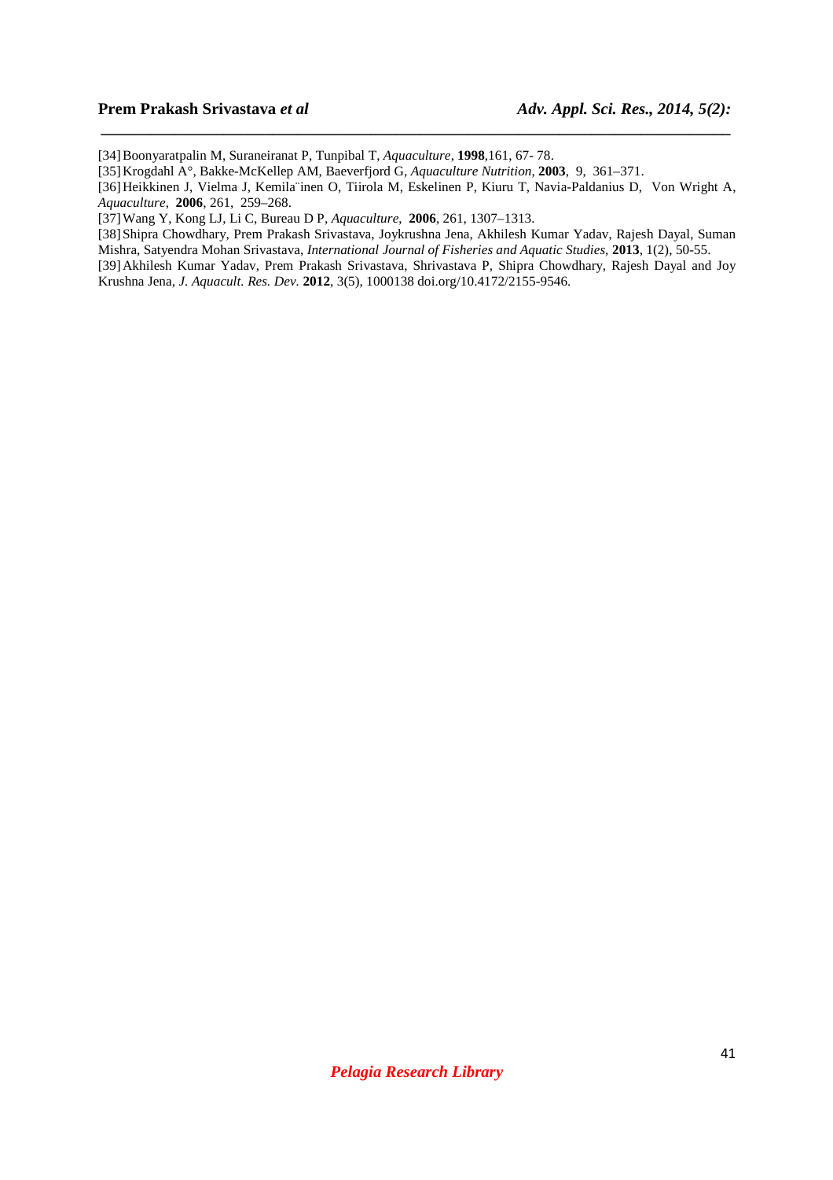[34] Boonyaratpalin M, Suraneiranat P, Tunpibal T, *Aquaculture*, **1998**,161, 67- 78.

[35] Krogdahl A°, Bakke-McKellep AM, Baeverfjord G, *Aquaculture Nutrition*, **2003**, 9, 361–371.

[36] Heikkinen J, Vielma J, Kemila¨inen O, Tiirola M, Eskelinen P, Kiuru T, Navia-Paldanius D, Von Wright A, *Aquaculture*, **2006**, 261, 259–268.

[37] Wang Y, Kong LJ, Li C, Bureau D P, *Aquaculture*, **2006**, 261, 1307–1313.

[38] Shipra Chowdhary, Prem Prakash Srivastava, Joykrushna Jena, Akhilesh Kumar Yadav, Rajesh Dayal, Suman Mishra, Satyendra Mohan Srivastava, *International Journal of Fisheries and Aquatic Studies*, **2013**, 1(2), 50-55.

[39] Akhilesh Kumar Yadav, Prem Prakash Srivastava, Shrivastava P, Shipra Chowdhary, Rajesh Dayal and Joy Krushna Jena, *J. Aquacult. Res. Dev.* **2012**, 3(5), 1000138 doi.org/10.4172/2155-9546.